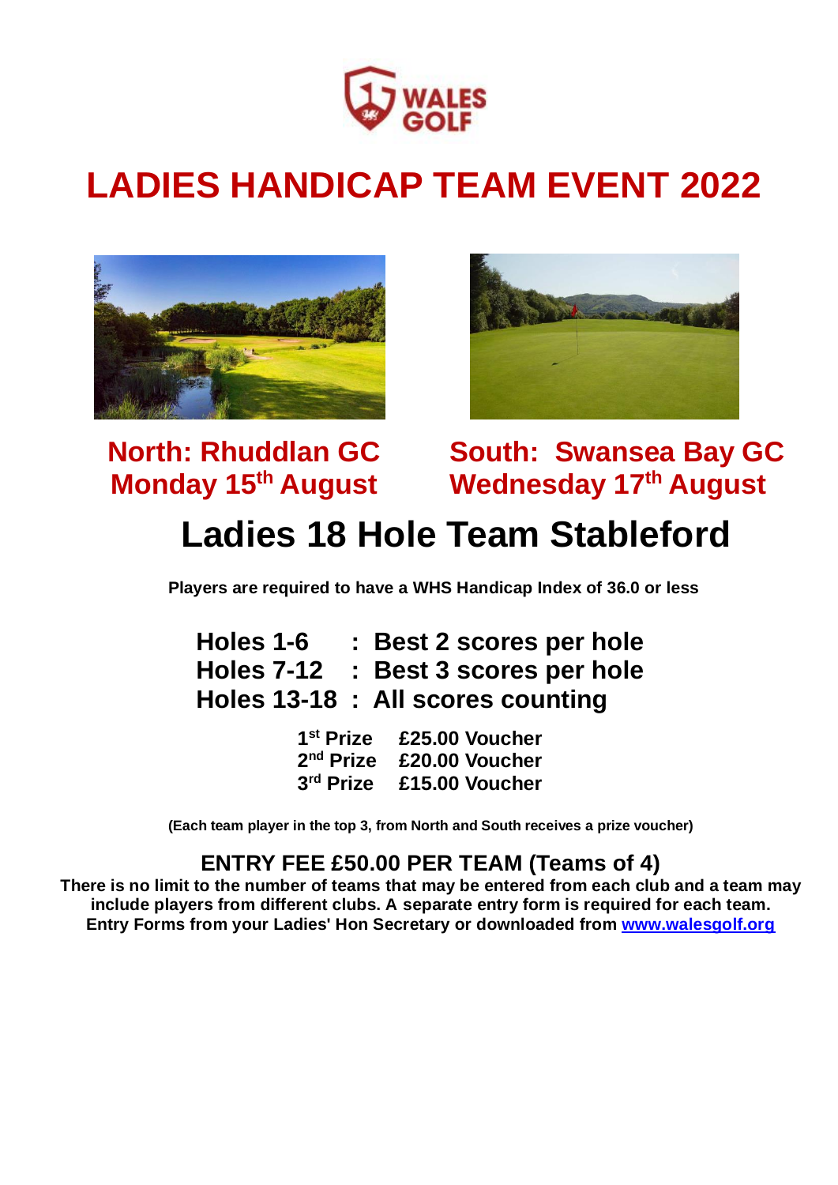# LADIES HANDICAP TEAM EVENT 2022

**North: Rhuddlan GC**
**Monday 15th August**

**South: Swansea Bay GC**
**Wednesday 17th August**

## Ladies 18 Hole Team Stableford

**Players are required to have a WHS Handicap Index of 36.0 or less**

**Holes 1-6 : Best 2 scores per hole**
**Holes 7-12 : Best 3 scores per hole**
**Holes 13-18 : All scores counting**

| | |
|---|---|
| **1st Prize** | **£25.00 Voucher** |
| **2nd Prize** | **£20.00 Voucher** |
| **3rd Prize** | **£15.00 Voucher** |

**(Each team player in the top 3, from North and South receives a prize voucher)**

### ENTRY FEE £50.00 PER TEAM (Teams of 4)

**There is no limit to the number of teams that may be entered from each club and a team may include players from different clubs. A separate entry form is required for each team. Entry Forms from your Ladies' Hon Secretary or downloaded from [www.walesgolf.org](www.walesgolf.org)**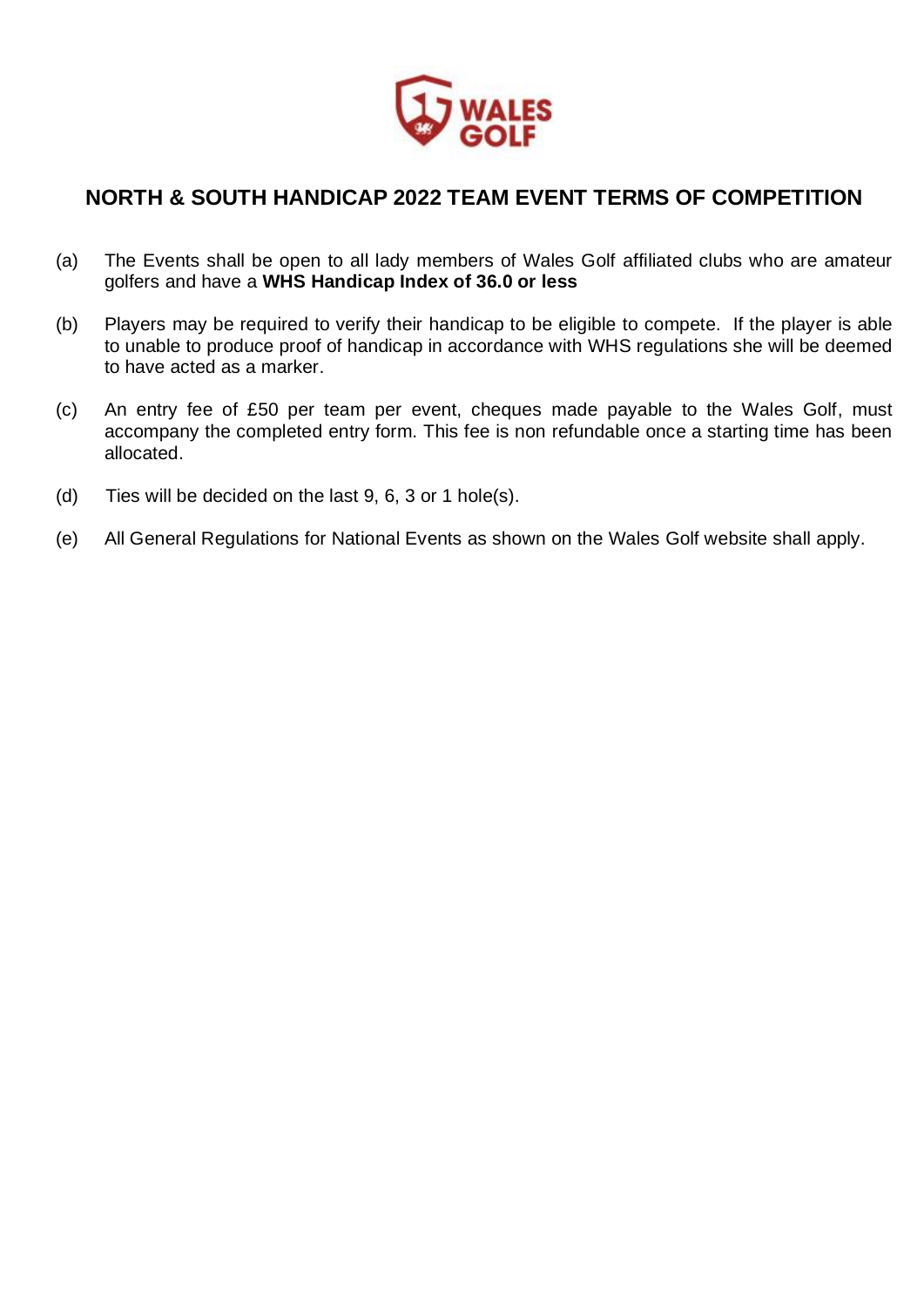# NORTH & SOUTH HANDICAP 2022 TEAM EVENT TERMS OF COMPETITION

(a) The Events shall be open to all lady members of Wales Golf affiliated clubs who are amateur golfers and have a **WHS Handicap Index of 36.0 or less**

(b) Players may be required to verify their handicap to be eligible to compete. If the player is able to unable to produce proof of handicap in accordance with WHS regulations she will be deemed to have acted as a marker.

(c) An entry fee of £50 per team per event, cheques made payable to the Wales Golf, must accompany the completed entry form. This fee is non refundable once a starting time has been allocated.

(d) Ties will be decided on the last 9, 6, 3 or 1 hole(s).

(e) All General Regulations for National Events as shown on the Wales Golf website shall apply.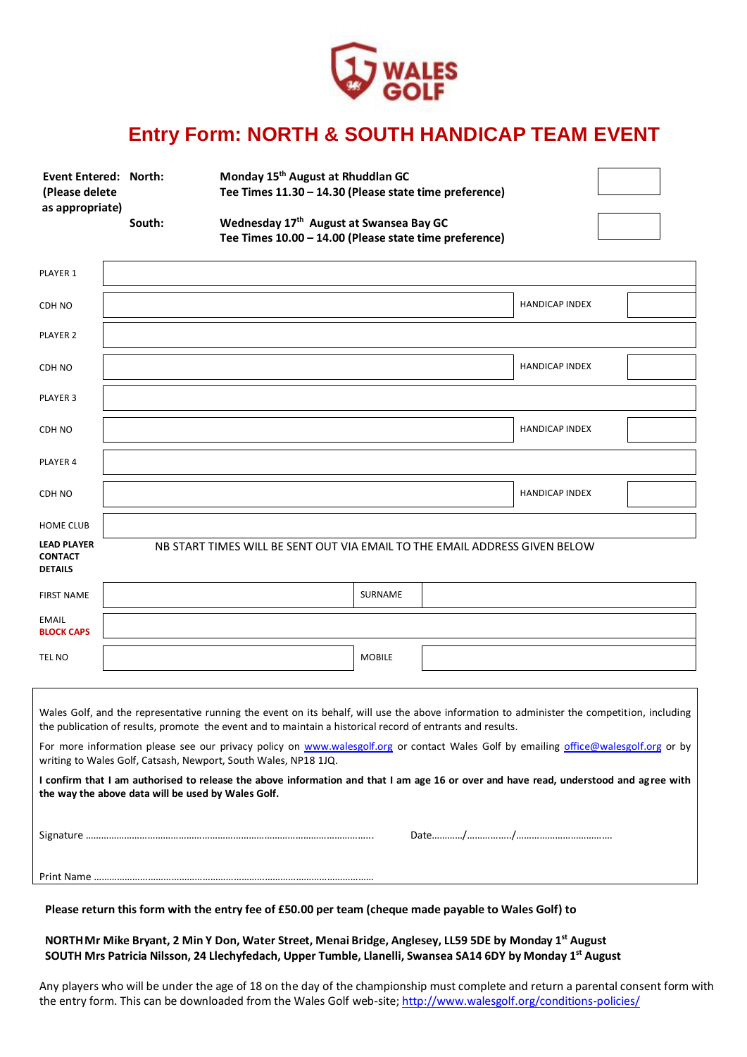# Entry Form: NORTH & SOUTH HANDICAP TEAM EVENT

| | | | |
|---|---|---|---|
| **Event Entered:** (Please delete as appropriate) | **North:** | **Monday 15th August at Rhuddlan GC** **Tee Times 11.30 – 14.30 (Please state time preference)** | |
| | **South:** | **Wednesday 17th August at Swansea Bay GC** **Tee Times 10.00 – 14.00 (Please state time preference)** | |

| | | | |
|---|---|---|---|
| PLAYER 1 | | | |
| CDH NO | | HANDICAP INDEX | |
| PLAYER 2 | | | |
| CDH NO | | HANDICAP INDEX | |
| PLAYER 3 | | | |
| CDH NO | | HANDICAP INDEX | |
| PLAYER 4 | | | |
| CDH NO | | HANDICAP INDEX | |
| HOME CLUB | | | |

**LEAD PLAYER CONTACT DETAILS**

NB START TIMES WILL BE SENT OUT VIA EMAIL TO THE EMAIL ADDRESS GIVEN BELOW

| | | | |
|---|---|---|---|
| FIRST NAME | | SURNAME | |
| EMAIL **BLOCK CAPS** | | | |
| TEL NO | | MOBILE | |

Wales Golf, and the representative running the event on its behalf, will use the above information to administer the competition, including the publication of results, promote the event and to maintain a historical record of entrants and results.

For more information please see our privacy policy on www.walesgolf.org or contact Wales Golf by emailing office@walesgolf.org or by writing to Wales Golf, Catsash, Newport, South Wales, NP18 1JQ.

**I confirm that I am authorised to release the above information and that I am age 16 or over and have read, understood and agree with the way the above data will be used by Wales Golf.**

Signature ………………………………………………………………………………………………….. Date…………/……………../………………………………

Print Name ………………………………………………………………………………………………

**Please return this form with the entry fee of £50.00 per team (cheque made payable to Wales Golf) to**

**NORTH Mr Mike Bryant, 2 Min Y Don, Water Street, Menai Bridge, Anglesey, LL59 5DE by Monday 1st August**
**SOUTH Mrs Patricia Nilsson, 24 Llechyfedach, Upper Tumble, Llanelli, Swansea SA14 6DY by Monday 1st August**

Any players who will be under the age of 18 on the day of the championship must complete and return a parental consent form with the entry form. This can be downloaded from the Wales Golf web-site; http://www.walesgolf.org/conditions-policies/